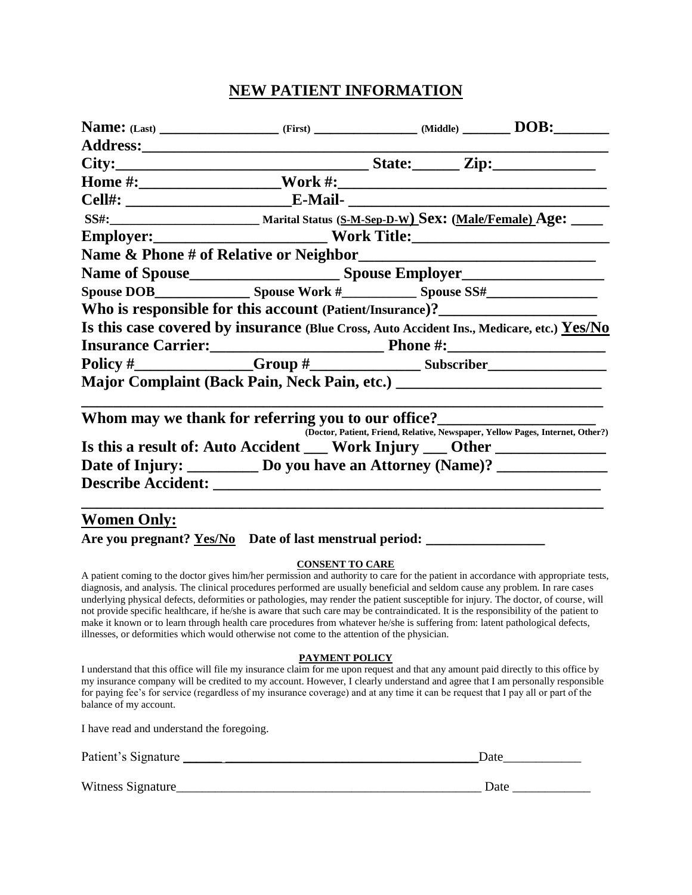# NEW PATIENT INFORMATION

**Name:** (Last) _________________ (First) _______________ (Middle) _______ **DOB:**_______

**Address:**_____________________________________________________________

**City:**_______________________________ **State:**______ **Zip:**_____________

**Home #:**__________________**Work #:**__________________________________

**Cell#:** ____________________**E-Mail-** ___________________________________

**SS#:**______________________ Marital Status (S-M-Sep-D-W) **Sex:** (Male/Female) **Age:** ____

**Employer:**______________________ **Work Title:**________________________

**Name & Phone # of Relative or Neighbor**_____________________________

**Name of Spouse**__________________ **Spouse Employer**_________________

**Spouse DOB**_____________ **Spouse Work #**__________ **Spouse SS#**_______________

**Who is responsible for this account** (Patient/Insurance)**?**____________________

**Is this case covered by insurance** (Blue Cross, Auto Accident Ins., Medicare, etc.) **Yes/No**

**Insurance Carrier:**_____________________ **Phone #:**____________________

**Policy #**______________**Group #**_____________ **Subscriber**_______________

**Major Complaint (Back Pain, Neck Pain, etc.)** _________________________

_______________________________________________________________

**Whom may we thank for referring you to our office?**___________________

(Doctor, Patient, Friend, Relative, Newspaper, Yellow Pages, Internet, Other?)

**Is this a result of: Auto Accident ___ Work Injury ___ Other _____________**

**Date of Injury:** _________ **Do you have an Attorney (Name)?** _____________

**Describe Accident:** ______________________________________________

_______________________________________________________________

**Women Only:**

**Are you pregnant? Yes/No Date of last menstrual period:** ________________

**CONSENT TO CARE**

A patient coming to the doctor gives him/her permission and authority to care for the patient in accordance with appropriate tests, diagnosis, and analysis. The clinical procedures performed are usually beneficial and seldom cause any problem. In rare cases underlying physical defects, deformities or pathologies, may render the patient susceptible for injury. The doctor, of course, will not provide specific healthcare, if he/she is aware that such care may be contraindicated. It is the responsibility of the patient to make it known or to learn through health care procedures from whatever he/she is suffering from: latent pathological defects, illnesses, or deformities which would otherwise not come to the attention of the physician.

**PAYMENT POLICY**

I understand that this office will file my insurance claim for me upon request and that any amount paid directly to this office by my insurance company will be credited to my account. However, I clearly understand and agree that I am personally responsible for paying fee's for service (regardless of my insurance coverage) and at any time it can be request that I pay all or part of the balance of my account.

I have read and understand the foregoing.

Patient's Signature ____________________________________________Date____________

Witness Signature_______________________________________________ Date ____________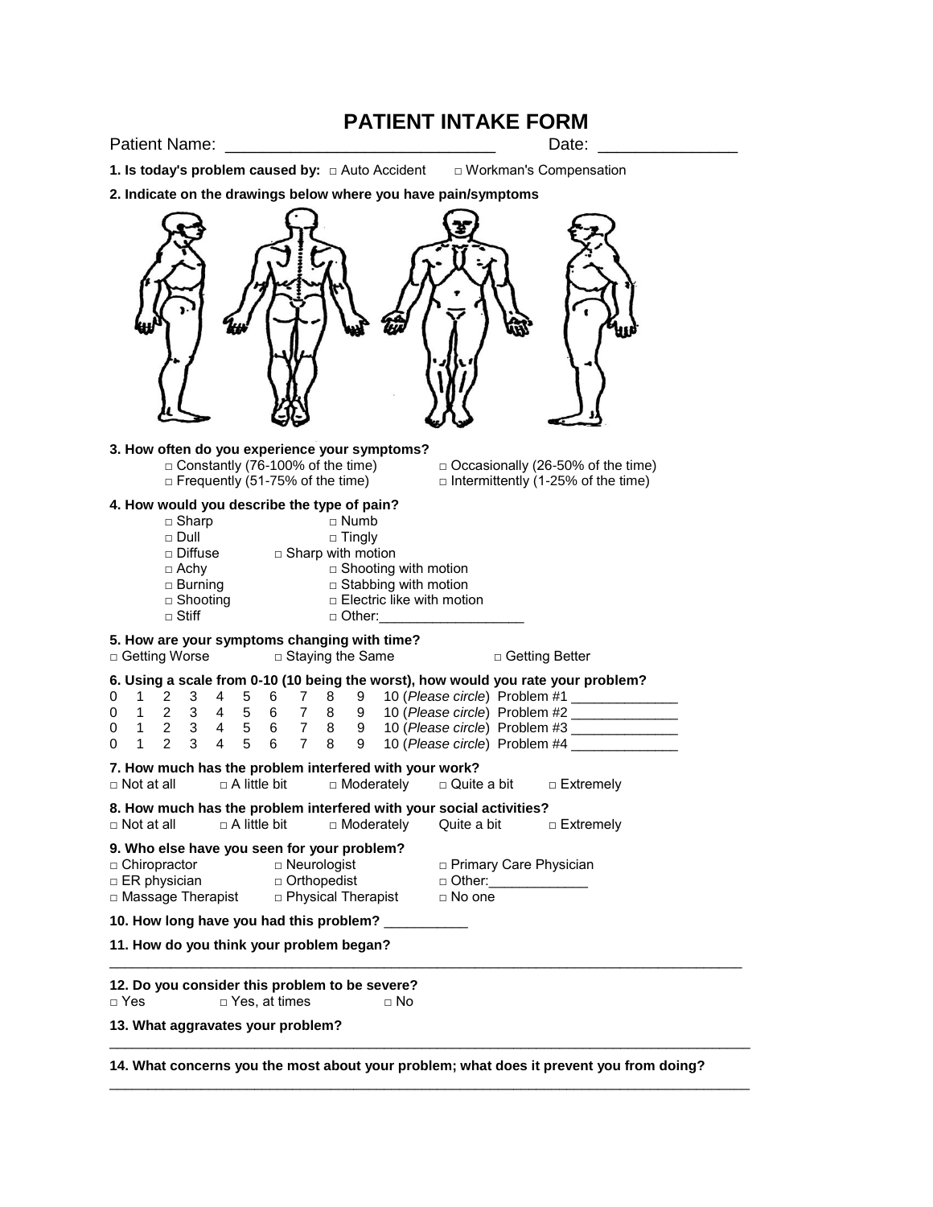# PATIENT INTAKE FORM

Patient Name: ____________________________ Date: ______________

**1. Is today's problem caused by:** □ Auto Accident □ Workman's Compensation

**2. Indicate on the drawings below where you have pain/symptoms**

**3. How often do you experience your symptoms?**

□ Constantly (76-100% of the time)
□ Occasionally (26-50% of the time)
□ Frequently (51-75% of the time)
□ Intermittently (1-25% of the time)

**4. How would you describe the type of pain?**

□ Sharp
□ Numb
□ Dull
□ Tingly
□ Diffuse
□ Sharp with motion
□ Achy
□ Shooting with motion
□ Burning
□ Stabbing with motion
□ Shooting
□ Electric like with motion
□ Stiff
□ Other:___________________

**5. How are your symptoms changing with time?**

□ Getting Worse □ Staying the Same □ Getting Better

**6. Using a scale from 0-10 (10 being the worst), how would you rate your problem?**

0 1 2 3 4 5 6 7 8 9 10 (*Please circle*) Problem #1 _____________
0 1 2 3 4 5 6 7 8 9 10 (*Please circle*) Problem #2 _____________
0 1 2 3 4 5 6 7 8 9 10 (*Please circle*) Problem #3 _____________
0 1 2 3 4 5 6 7 8 9 10 (*Please circle*) Problem #4 _____________

**7. How much has the problem interfered with your work?**

□ Not at all □ A little bit □ Moderately □ Quite a bit □ Extremely

**8. How much has the problem interfered with your social activities?**

□ Not at all □ A little bit □ Moderately Quite a bit □ Extremely

**9. Who else have you seen for your problem?**

□ Chiropractor
□ Neurologist
□ Primary Care Physician
□ ER physician
□ Orthopedist
□ Other:_____________
□ Massage Therapist
□ Physical Therapist
□ No one

**10. How long have you had this problem?** __________

**11. How do you think your problem began?**

_______________________________________________________________________________

**12. Do you consider this problem to be severe?**

□ Yes □ Yes, at times □ No

**13. What aggravates your problem?**

_______________________________________________________________________________

**14. What concerns you the most about your problem; what does it prevent you from doing?**

_______________________________________________________________________________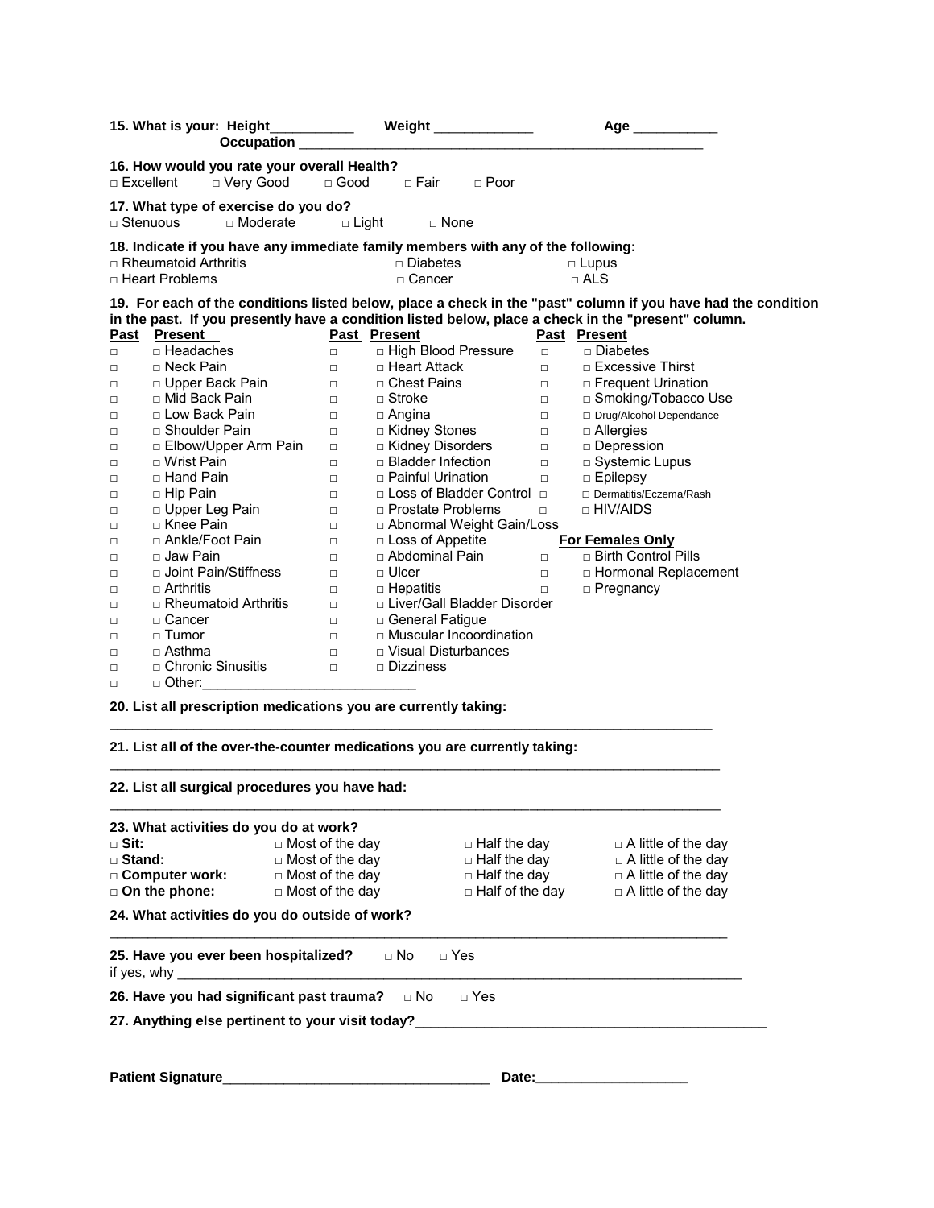**15. What is your: Height\_\_\_\_\_\_\_\_\_\_\_ Weight \_\_\_\_\_\_\_\_\_\_\_\_\_ Age \_\_\_\_\_\_\_\_\_\_\_**
**Occupation \_\_\_\_\_\_\_\_\_\_\_\_\_\_\_\_\_\_\_\_\_\_\_\_\_\_\_\_\_\_\_\_\_\_\_\_\_\_\_\_\_\_\_\_\_\_\_\_\_\_\_\_\_\_**

**16. How would you rate your overall Health?**
□ Excellent □ Very Good □ Good □ Fair □ Poor

**17. What type of exercise do you do?**
□ Stenuous □ Moderate □ Light □ None

**18. Indicate if you have any immediate family members with any of the following:**
□ Rheumatoid Arthritis □ Diabetes □ Lupus
□ Heart Problems □ Cancer □ ALS

**19. For each of the conditions listed below, place a check in the "past" column if you have had the condition in the past. If you presently have a condition listed below, place a check in the "present" column.**

| Past | Present | Past | Present | Past | Present |
|---|---|---|---|---|---|
| □ | □ Headaches | □ | □ High Blood Pressure | □ | □ Diabetes |
| □ | □ Neck Pain | □ | □ Heart Attack | □ | □ Excessive Thirst |
| □ | □ Upper Back Pain | □ | □ Chest Pains | □ | □ Frequent Urination |
| □ | □ Mid Back Pain | □ | □ Stroke | □ | □ Smoking/Tobacco Use |
| □ | □ Low Back Pain | □ | □ Angina | □ | □ Drug/Alcohol Dependance |
| □ | □ Shoulder Pain | □ | □ Kidney Stones | □ | □ Allergies |
| □ | □ Elbow/Upper Arm Pain | □ | □ Kidney Disorders | □ | □ Depression |
| □ | □ Wrist Pain | □ | □ Bladder Infection | □ | □ Systemic Lupus |
| □ | □ Hand Pain | □ | □ Painful Urination | □ | □ Epilepsy |
| □ | □ Hip Pain | □ | □ Loss of Bladder Control | □ | □ Dermatitis/Eczema/Rash |
| □ | □ Upper Leg Pain | □ | □ Prostate Problems | □ | □ HIV/AIDS |
| □ | □ Knee Pain | □ | □ Abnormal Weight Gain/Loss | | |
| □ | □ Ankle/Foot Pain | □ | □ Loss of Appetite | | **For Females Only** |
| □ | □ Jaw Pain | □ | □ Abdominal Pain | □ | □ Birth Control Pills |
| □ | □ Joint Pain/Stiffness | □ | □ Ulcer | □ | □ Hormonal Replacement |
| □ | □ Arthritis | □ | □ Hepatitis | □ | □ Pregnancy |
| □ | □ Rheumatoid Arthritis | □ | □ Liver/Gall Bladder Disorder | | |
| □ | □ Cancer | □ | □ General Fatigue | | |
| □ | □ Tumor | □ | □ Muscular Incoordination | | |
| □ | □ Asthma | □ | □ Visual Disturbances | | |
| □ | □ Chronic Sinusitis | □ | □ Dizziness | | |
| □ | □ Other:\_\_\_\_\_\_\_\_\_\_\_\_\_\_\_\_\_\_\_\_\_\_\_\_\_\_\_ | | | | |

**20. List all prescription medications you are currently taking:**
\_\_\_\_\_\_\_\_\_\_\_\_\_\_\_\_\_\_\_\_\_\_\_\_\_\_\_\_\_\_\_\_\_\_\_\_\_\_\_\_\_\_\_\_\_\_\_\_\_\_\_\_\_\_\_\_\_\_\_\_\_\_\_\_\_\_\_\_\_\_\_\_\_\_\_\_\_\_

**21. List all of the over-the-counter medications you are currently taking:**
\_\_\_\_\_\_\_\_\_\_\_\_\_\_\_\_\_\_\_\_\_\_\_\_\_\_\_\_\_\_\_\_\_\_\_\_\_\_\_\_\_\_\_\_\_\_\_\_\_\_\_\_\_\_\_\_\_\_\_\_\_\_\_\_\_\_\_\_\_\_\_\_\_\_\_\_\_\_

**22. List all surgical procedures you have had:**
\_\_\_\_\_\_\_\_\_\_\_\_\_\_\_\_\_\_\_\_\_\_\_\_\_\_\_\_\_\_\_\_\_\_\_\_\_\_\_\_\_\_\_\_\_\_\_\_\_\_\_\_\_\_\_\_\_\_\_\_\_\_\_\_\_\_\_\_\_\_\_\_\_\_\_\_\_\_

**23. What activities do you do at work?**

| | | | |
|---|---|---|---|
| □ **Sit:** | □ Most of the day | □ Half the day | □ A little of the day |
| □ **Stand:** | □ Most of the day | □ Half the day | □ A little of the day |
| □ **Computer work:** | □ Most of the day | □ Half the day | □ A little of the day |
| □ **On the phone:** | □ Most of the day | □ Half of the day | □ A little of the day |

**24. What activities do you do outside of work?**
\_\_\_\_\_\_\_\_\_\_\_\_\_\_\_\_\_\_\_\_\_\_\_\_\_\_\_\_\_\_\_\_\_\_\_\_\_\_\_\_\_\_\_\_\_\_\_\_\_\_\_\_\_\_\_\_\_\_\_\_\_\_\_\_\_\_\_\_\_\_\_\_\_\_\_\_\_\_

**25. Have you ever been hospitalized?** □ No □ Yes
if yes, why \_\_\_\_\_\_\_\_\_\_\_\_\_\_\_\_\_\_\_\_\_\_\_\_\_\_\_\_\_\_\_\_\_\_\_\_\_\_\_\_\_\_\_\_\_\_\_\_\_\_\_\_\_\_\_\_\_\_\_\_\_\_\_\_\_\_\_\_\_\_\_\_

**26. Have you had significant past trauma?** □ No □ Yes

**27. Anything else pertinent to your visit today?**\_\_\_\_\_\_\_\_\_\_\_\_\_\_\_\_\_\_\_\_\_\_\_\_\_\_\_\_\_\_\_\_\_\_\_\_\_\_\_\_\_\_\_\_\_\_\_\_

**Patient Signature**\_\_\_\_\_\_\_\_\_\_\_\_\_\_\_\_\_\_\_\_\_\_\_\_\_\_\_\_\_\_\_\_\_\_\_\_ **Date:**\_\_\_\_\_\_\_\_\_\_\_\_\_\_\_\_\_\_\_\_